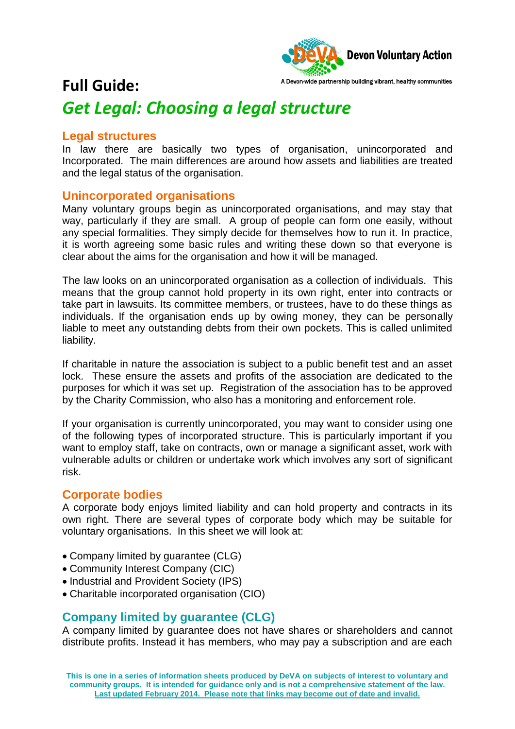# Full Guide:

## *Get Legal: Choosing a legal structure*

### Legal structures

In law there are basically two types of organisation, unincorporated and Incorporated. The main differences are around how assets and liabilities are treated and the legal status of the organisation.

### Unincorporated organisations

Many voluntary groups begin as unincorporated organisations, and may stay that way, particularly if they are small. A group of people can form one easily, without any special formalities. They simply decide for themselves how to run it. In practice, it is worth agreeing some basic rules and writing these down so that everyone is clear about the aims for the organisation and how it will be managed.

The law looks on an unincorporated organisation as a collection of individuals. This means that the group cannot hold property in its own right, enter into contracts or take part in lawsuits. Its committee members, or trustees, have to do these things as individuals. If the organisation ends up by owing money, they can be personally liable to meet any outstanding debts from their own pockets. This is called unlimited liability.

If charitable in nature the association is subject to a public benefit test and an asset lock. These ensure the assets and profits of the association are dedicated to the purposes for which it was set up. Registration of the association has to be approved by the Charity Commission, who also has a monitoring and enforcement role.

If your organisation is currently unincorporated, you may want to consider using one of the following types of incorporated structure. This is particularly important if you want to employ staff, take on contracts, own or manage a significant asset, work with vulnerable adults or children or undertake work which involves any sort of significant risk.

### Corporate bodies

A corporate body enjoys limited liability and can hold property and contracts in its own right. There are several types of corporate body which may be suitable for voluntary organisations. In this sheet we will look at:

- Company limited by guarantee (CLG)
- Community Interest Company (CIC)
- Industrial and Provident Society (IPS)
- Charitable incorporated organisation (CIO)

### Company limited by guarantee (CLG)

A company limited by guarantee does not have shares or shareholders and cannot distribute profits. Instead it has members, who may pay a subscription and are each

**This is one in a series of information sheets produced by DeVA on subjects of interest to voluntary and community groups. It is intended for guidance only and is not a comprehensive statement of the law. Last updated February 2014. Please note that links may become out of date and invalid.**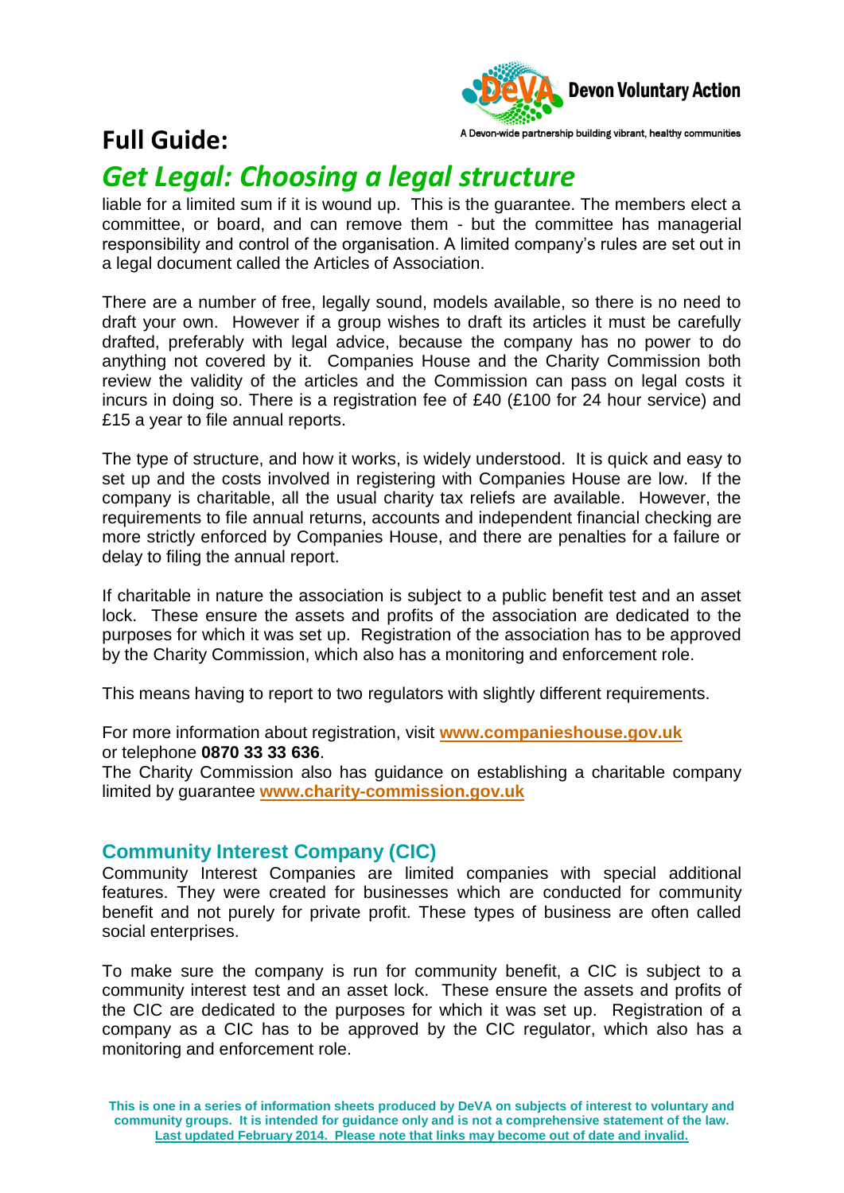liable for a limited sum if it is wound up. This is the guarantee. The members elect a committee, or board, and can remove them - but the committee has managerial responsibility and control of the organisation. A limited company's rules are set out in a legal document called the Articles of Association.

There are a number of free, legally sound, models available, so there is no need to draft your own. However if a group wishes to draft its articles it must be carefully drafted, preferably with legal advice, because the company has no power to do anything not covered by it. Companies House and the Charity Commission both review the validity of the articles and the Commission can pass on legal costs it incurs in doing so. There is a registration fee of £40 (£100 for 24 hour service) and £15 a year to file annual reports.

The type of structure, and how it works, is widely understood. It is quick and easy to set up and the costs involved in registering with Companies House are low. If the company is charitable, all the usual charity tax reliefs are available. However, the requirements to file annual returns, accounts and independent financial checking are more strictly enforced by Companies House, and there are penalties for a failure or delay to filing the annual report.

If charitable in nature the association is subject to a public benefit test and an asset lock. These ensure the assets and profits of the association are dedicated to the purposes for which it was set up. Registration of the association has to be approved by the Charity Commission, which also has a monitoring and enforcement role.

This means having to report to two regulators with slightly different requirements.

For more information about registration, visit **www.companieshouse.gov.uk** or telephone **0870 33 33 636**.
The Charity Commission also has guidance on establishing a charitable company limited by guarantee **www.charity-commission.gov.uk**

### Community Interest Company (CIC)

Community Interest Companies are limited companies with special additional features. They were created for businesses which are conducted for community benefit and not purely for private profit. These types of business are often called social enterprises.

To make sure the company is run for community benefit, a CIC is subject to a community interest test and an asset lock. These ensure the assets and profits of the CIC are dedicated to the purposes for which it was set up. Registration of a company as a CIC has to be approved by the CIC regulator, which also has a monitoring and enforcement role.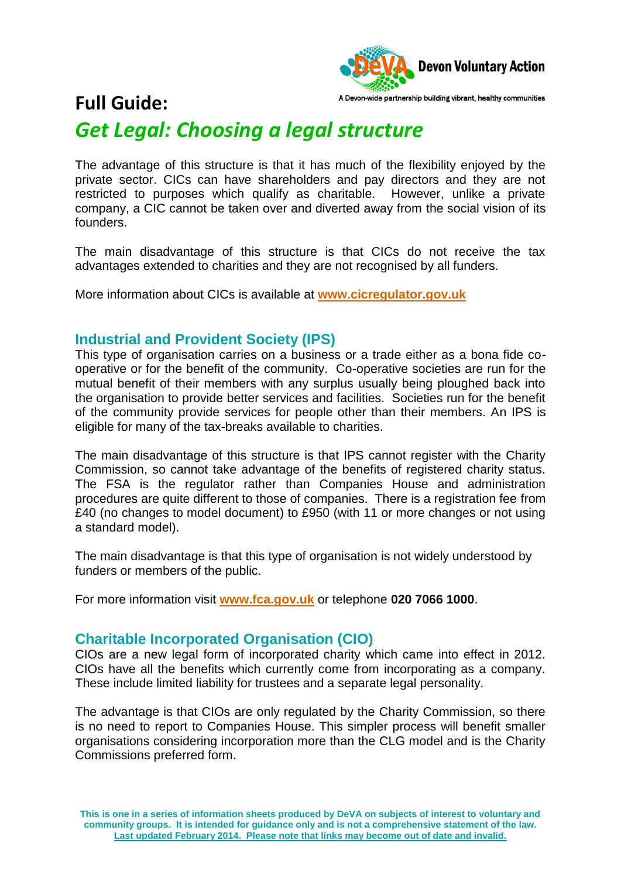The advantage of this structure is that it has much of the flexibility enjoyed by the private sector. CICs can have shareholders and pay directors and they are not restricted to purposes which qualify as charitable. However, unlike a private company, a CIC cannot be taken over and diverted away from the social vision of its founders.

The main disadvantage of this structure is that CICs do not receive the tax advantages extended to charities and they are not recognised by all funders.

More information about CICs is available at **www.cicregulator.gov.uk**

## Industrial and Provident Society (IPS)

This type of organisation carries on a business or a trade either as a bona fide co-operative or for the benefit of the community. Co-operative societies are run for the mutual benefit of their members with any surplus usually being ploughed back into the organisation to provide better services and facilities. Societies run for the benefit of the community provide services for people other than their members. An IPS is eligible for many of the tax-breaks available to charities.

The main disadvantage of this structure is that IPS cannot register with the Charity Commission, so cannot take advantage of the benefits of registered charity status. The FSA is the regulator rather than Companies House and administration procedures are quite different to those of companies. There is a registration fee from £40 (no changes to model document) to £950 (with 11 or more changes or not using a standard model).

The main disadvantage is that this type of organisation is not widely understood by funders or members of the public.

For more information visit **www.fca.gov.uk** or telephone **020 7066 1000**.

## Charitable Incorporated Organisation (CIO)

CIOs are a new legal form of incorporated charity which came into effect in 2012. CIOs have all the benefits which currently come from incorporating as a company. These include limited liability for trustees and a separate legal personality.

The advantage is that CIOs are only regulated by the Charity Commission, so there is no need to report to Companies House. This simpler process will benefit smaller organisations considering incorporation more than the CLG model and is the Charity Commissions preferred form.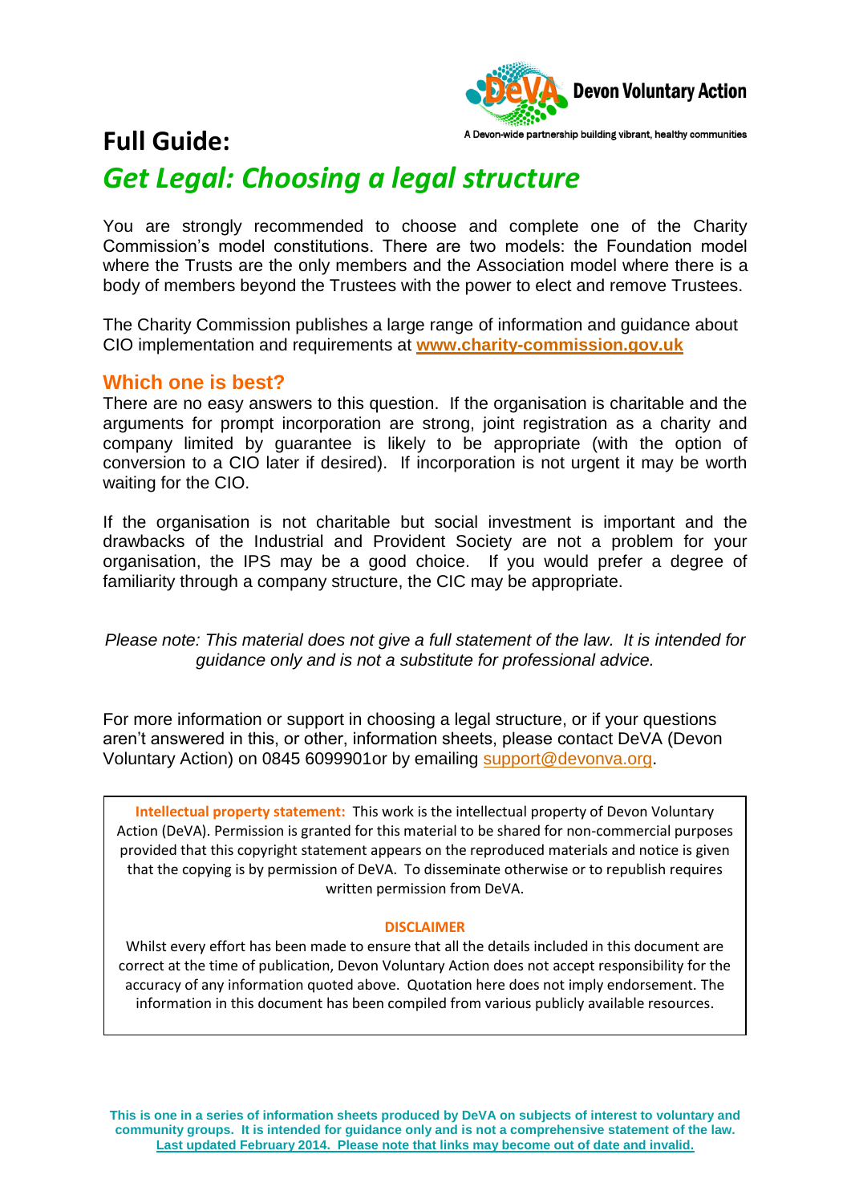# Full Guide:

## *Get Legal: Choosing a legal structure*

You are strongly recommended to choose and complete one of the Charity Commission's model constitutions. There are two models: the Foundation model where the Trusts are the only members and the Association model where there is a body of members beyond the Trustees with the power to elect and remove Trustees.

The Charity Commission publishes a large range of information and guidance about CIO implementation and requirements at **www.charity-commission.gov.uk**

### Which one is best?

There are no easy answers to this question. If the organisation is charitable and the arguments for prompt incorporation are strong, joint registration as a charity and company limited by guarantee is likely to be appropriate (with the option of conversion to a CIO later if desired). If incorporation is not urgent it may be worth waiting for the CIO.

If the organisation is not charitable but social investment is important and the drawbacks of the Industrial and Provident Society are not a problem for your organisation, the IPS may be a good choice. If you would prefer a degree of familiarity through a company structure, the CIC may be appropriate.

*Please note: This material does not give a full statement of the law. It is intended for guidance only and is not a substitute for professional advice.*

For more information or support in choosing a legal structure, or if your questions aren't answered in this, or other, information sheets, please contact DeVA (Devon Voluntary Action) on 0845 6099901or by emailing support@devonva.org.

**Intellectual property statement:** This work is the intellectual property of Devon Voluntary Action (DeVA). Permission is granted for this material to be shared for non-commercial purposes provided that this copyright statement appears on the reproduced materials and notice is given that the copying is by permission of DeVA. To disseminate otherwise or to republish requires written permission from DeVA.

**DISCLAIMER**

Whilst every effort has been made to ensure that all the details included in this document are correct at the time of publication, Devon Voluntary Action does not accept responsibility for the accuracy of any information quoted above. Quotation here does not imply endorsement. The information in this document has been compiled from various publicly available resources.

**This is one in a series of information sheets produced by DeVA on subjects of interest to voluntary and community groups. It is intended for guidance only and is not a comprehensive statement of the law. Last updated February 2014. Please note that links may become out of date and invalid.**